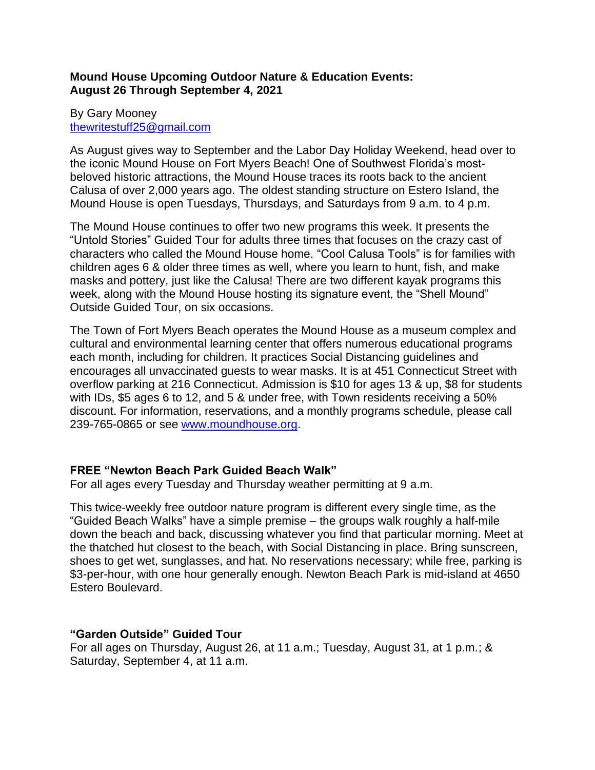**Mound House Upcoming Outdoor Nature & Education Events:**
**August 26 Through September 4, 2021**

By Gary Mooney
thewritestuff25@gmail.com

As August gives way to September and the Labor Day Holiday Weekend, head over to the iconic Mound House on Fort Myers Beach! One of Southwest Florida's most-beloved historic attractions, the Mound House traces its roots back to the ancient Calusa of over 2,000 years ago. The oldest standing structure on Estero Island, the Mound House is open Tuesdays, Thursdays, and Saturdays from 9 a.m. to 4 p.m.

The Mound House continues to offer two new programs this week. It presents the "Untold Stories" Guided Tour for adults three times that focuses on the crazy cast of characters who called the Mound House home. "Cool Calusa Tools" is for families with children ages 6 & older three times as well, where you learn to hunt, fish, and make masks and pottery, just like the Calusa! There are two different kayak programs this week, along with the Mound House hosting its signature event, the "Shell Mound" Outside Guided Tour, on six occasions.

The Town of Fort Myers Beach operates the Mound House as a museum complex and cultural and environmental learning center that offers numerous educational programs each month, including for children. It practices Social Distancing guidelines and encourages all unvaccinated guests to wear masks. It is at 451 Connecticut Street with overflow parking at 216 Connecticut. Admission is $10 for ages 13 & up, $8 for students with IDs, $5 ages 6 to 12, and 5 & under free, with Town residents receiving a 50% discount. For information, reservations, and a monthly programs schedule, please call 239-765-0865 or see www.moundhouse.org.

**FREE "Newton Beach Park Guided Beach Walk"**
For all ages every Tuesday and Thursday weather permitting at 9 a.m.

This twice-weekly free outdoor nature program is different every single time, as the "Guided Beach Walks" have a simple premise – the groups walk roughly a half-mile down the beach and back, discussing whatever you find that particular morning. Meet at the thatched hut closest to the beach, with Social Distancing in place. Bring sunscreen, shoes to get wet, sunglasses, and hat. No reservations necessary; while free, parking is $3-per-hour, with one hour generally enough. Newton Beach Park is mid-island at 4650 Estero Boulevard.

**"Garden Outside" Guided Tour**
For all ages on Thursday, August 26, at 11 a.m.; Tuesday, August 31, at 1 p.m.; & Saturday, September 4, at 11 a.m.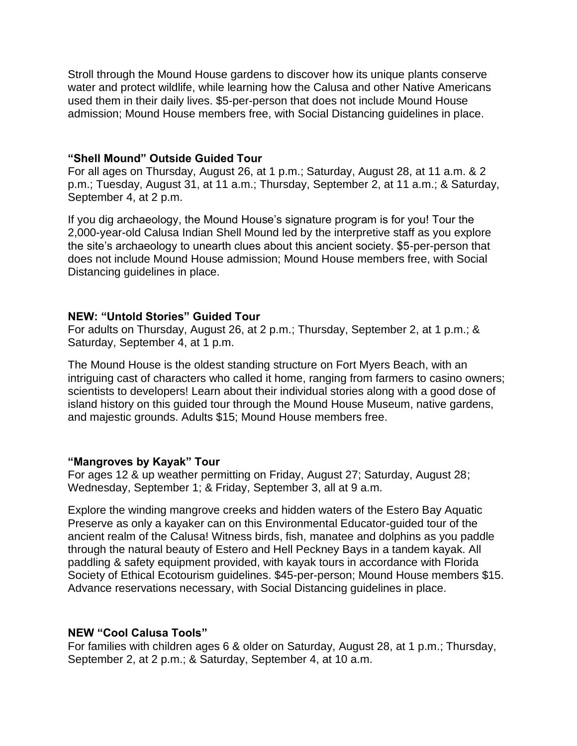Stroll through the Mound House gardens to discover how its unique plants conserve water and protect wildlife, while learning how the Calusa and other Native Americans used them in their daily lives. $5-per-person that does not include Mound House admission; Mound House members free, with Social Distancing guidelines in place.

**"Shell Mound" Outside Guided Tour**
For all ages on Thursday, August 26, at 1 p.m.; Saturday, August 28, at 11 a.m. & 2 p.m.; Tuesday, August 31, at 11 a.m.; Thursday, September 2, at 11 a.m.; & Saturday, September 4, at 2 p.m.

If you dig archaeology, the Mound House's signature program is for you! Tour the 2,000-year-old Calusa Indian Shell Mound led by the interpretive staff as you explore the site's archaeology to unearth clues about this ancient society. $5-per-person that does not include Mound House admission; Mound House members free, with Social Distancing guidelines in place.

**NEW: "Untold Stories" Guided Tour**
For adults on Thursday, August 26, at 2 p.m.; Thursday, September 2, at 1 p.m.; & Saturday, September 4, at 1 p.m.

The Mound House is the oldest standing structure on Fort Myers Beach, with an intriguing cast of characters who called it home, ranging from farmers to casino owners; scientists to developers! Learn about their individual stories along with a good dose of island history on this guided tour through the Mound House Museum, native gardens, and majestic grounds. Adults $15; Mound House members free.

**"Mangroves by Kayak" Tour**
For ages 12 & up weather permitting on Friday, August 27; Saturday, August 28; Wednesday, September 1; & Friday, September 3, all at 9 a.m.

Explore the winding mangrove creeks and hidden waters of the Estero Bay Aquatic Preserve as only a kayaker can on this Environmental Educator-guided tour of the ancient realm of the Calusa! Witness birds, fish, manatee and dolphins as you paddle through the natural beauty of Estero and Hell Peckney Bays in a tandem kayak. All paddling & safety equipment provided, with kayak tours in accordance with Florida Society of Ethical Ecotourism guidelines. $45-per-person; Mound House members $15. Advance reservations necessary, with Social Distancing guidelines in place.

**NEW "Cool Calusa Tools"**
For families with children ages 6 & older on Saturday, August 28, at 1 p.m.; Thursday, September 2, at 2 p.m.; & Saturday, September 4, at 10 a.m.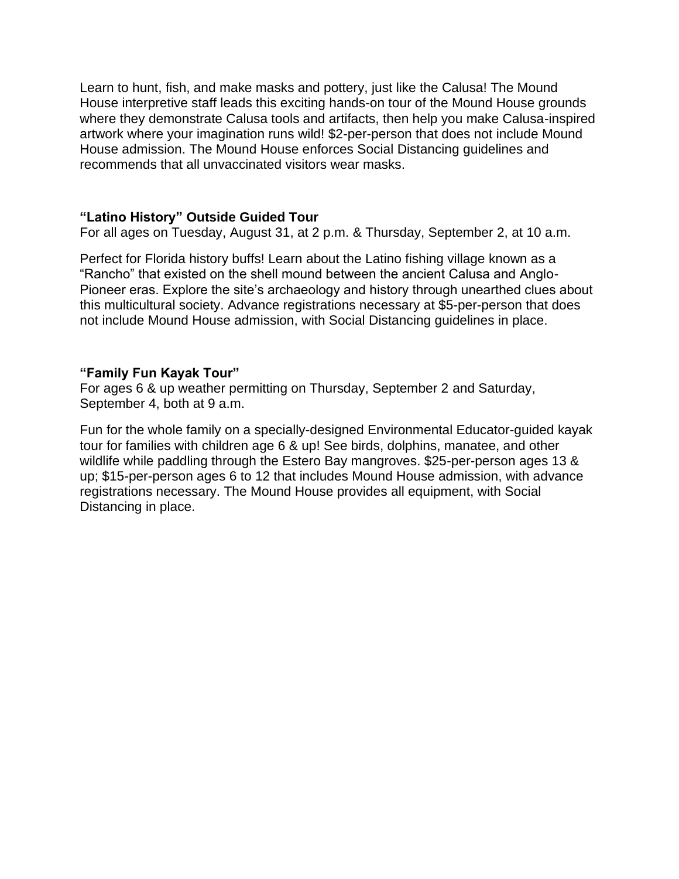Learn to hunt, fish, and make masks and pottery, just like the Calusa! The Mound House interpretive staff leads this exciting hands-on tour of the Mound House grounds where they demonstrate Calusa tools and artifacts, then help you make Calusa-inspired artwork where your imagination runs wild! $2-per-person that does not include Mound House admission. The Mound House enforces Social Distancing guidelines and recommends that all unvaccinated visitors wear masks.

**"Latino History" Outside Guided Tour**
For all ages on Tuesday, August 31, at 2 p.m. & Thursday, September 2, at 10 a.m.

Perfect for Florida history buffs! Learn about the Latino fishing village known as a "Rancho" that existed on the shell mound between the ancient Calusa and Anglo-Pioneer eras. Explore the site's archaeology and history through unearthed clues about this multicultural society. Advance registrations necessary at $5-per-person that does not include Mound House admission, with Social Distancing guidelines in place.

**"Family Fun Kayak Tour"**
For ages 6 & up weather permitting on Thursday, September 2 and Saturday, September 4, both at 9 a.m.

Fun for the whole family on a specially-designed Environmental Educator-guided kayak tour for families with children age 6 & up! See birds, dolphins, manatee, and other wildlife while paddling through the Estero Bay mangroves. $25-per-person ages 13 & up; $15-per-person ages 6 to 12 that includes Mound House admission, with advance registrations necessary. The Mound House provides all equipment, with Social Distancing in place.